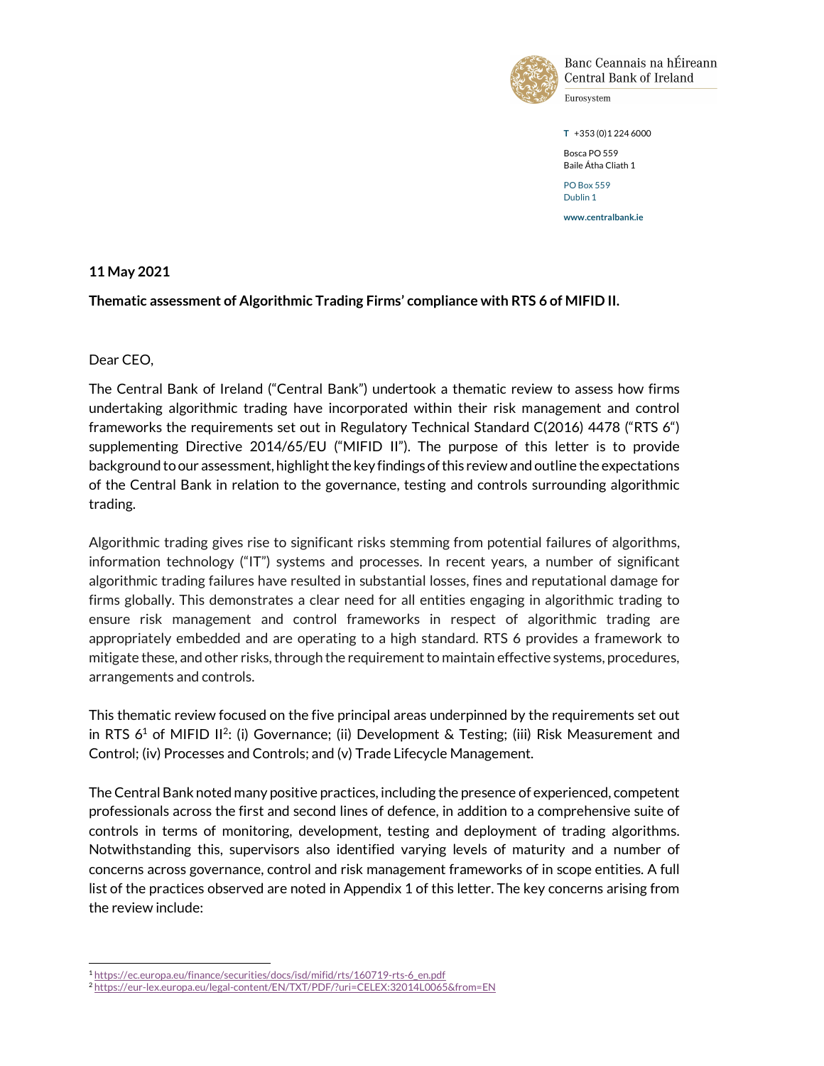Banc Ceannais na hÉireann
Central Bank of Ireland
Eurosystem

T +353 (0)1 224 6000

Bosca PO 559
Baile Átha Cliath 1

PO Box 559
Dublin 1

www.centralbank.ie

**11 May 2021**

**Thematic assessment of Algorithmic Trading Firms' compliance with RTS 6 of MIFID II.**

Dear CEO,

The Central Bank of Ireland ("Central Bank") undertook a thematic review to assess how firms undertaking algorithmic trading have incorporated within their risk management and control frameworks the requirements set out in Regulatory Technical Standard C(2016) 4478 ("RTS 6") supplementing Directive 2014/65/EU ("MIFID II"). The purpose of this letter is to provide background to our assessment, highlight the key findings of this review and outline the expectations of the Central Bank in relation to the governance, testing and controls surrounding algorithmic trading.

Algorithmic trading gives rise to significant risks stemming from potential failures of algorithms, information technology ("IT") systems and processes. In recent years, a number of significant algorithmic trading failures have resulted in substantial losses, fines and reputational damage for firms globally. This demonstrates a clear need for all entities engaging in algorithmic trading to ensure risk management and control frameworks in respect of algorithmic trading are appropriately embedded and are operating to a high standard. RTS 6 provides a framework to mitigate these, and other risks, through the requirement to maintain effective systems, procedures, arrangements and controls.

This thematic review focused on the five principal areas underpinned by the requirements set out in RTS 6[1] of MIFID II[2]: (i) Governance; (ii) Development & Testing; (iii) Risk Measurement and Control; (iv) Processes and Controls; and (v) Trade Lifecycle Management.

The Central Bank noted many positive practices, including the presence of experienced, competent professionals across the first and second lines of defence, in addition to a comprehensive suite of controls in terms of monitoring, development, testing and deployment of trading algorithms. Notwithstanding this, supervisors also identified varying levels of maturity and a number of concerns across governance, control and risk management frameworks of in scope entities. A full list of the practices observed are noted in Appendix 1 of this letter. The key concerns arising from the review include:

[1] https://ec.europa.eu/finance/securities/docs/isd/mifid/rts/160719-rts-6_en.pdf
[2] https://eur-lex.europa.eu/legal-content/EN/TXT/PDF/?uri=CELEX:32014L0065&from=EN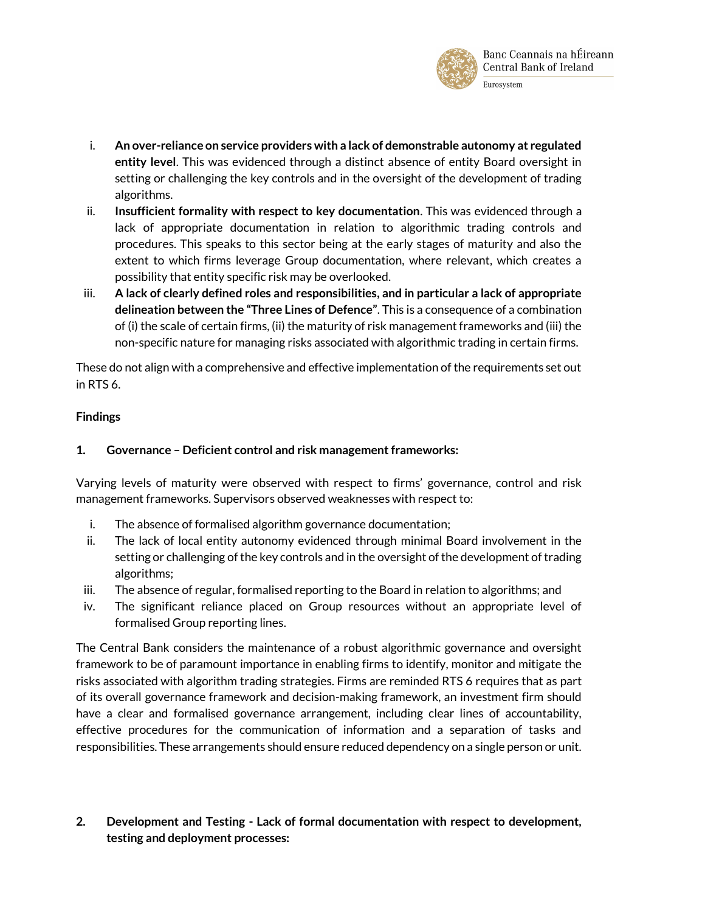i. **An over-reliance on service providers with a lack of demonstrable autonomy at regulated entity level**. This was evidenced through a distinct absence of entity Board oversight in setting or challenging the key controls and in the oversight of the development of trading algorithms.
ii. **Insufficient formality with respect to key documentation**. This was evidenced through a lack of appropriate documentation in relation to algorithmic trading controls and procedures. This speaks to this sector being at the early stages of maturity and also the extent to which firms leverage Group documentation, where relevant, which creates a possibility that entity specific risk may be overlooked.
iii. **A lack of clearly defined roles and responsibilities, and in particular a lack of appropriate delineation between the "Three Lines of Defence"**. This is a consequence of a combination of (i) the scale of certain firms, (ii) the maturity of risk management frameworks and (iii) the non-specific nature for managing risks associated with algorithmic trading in certain firms.

These do not align with a comprehensive and effective implementation of the requirements set out in RTS 6.

**Findings**

**1. Governance – Deficient control and risk management frameworks:**

Varying levels of maturity were observed with respect to firms' governance, control and risk management frameworks. Supervisors observed weaknesses with respect to:

i. The absence of formalised algorithm governance documentation;
ii. The lack of local entity autonomy evidenced through minimal Board involvement in the setting or challenging of the key controls and in the oversight of the development of trading algorithms;
iii. The absence of regular, formalised reporting to the Board in relation to algorithms; and
iv. The significant reliance placed on Group resources without an appropriate level of formalised Group reporting lines.

The Central Bank considers the maintenance of a robust algorithmic governance and oversight framework to be of paramount importance in enabling firms to identify, monitor and mitigate the risks associated with algorithm trading strategies. Firms are reminded RTS 6 requires that as part of its overall governance framework and decision-making framework, an investment firm should have a clear and formalised governance arrangement, including clear lines of accountability, effective procedures for the communication of information and a separation of tasks and responsibilities. These arrangements should ensure reduced dependency on a single person or unit.

**2. Development and Testing - Lack of formal documentation with respect to development, testing and deployment processes:**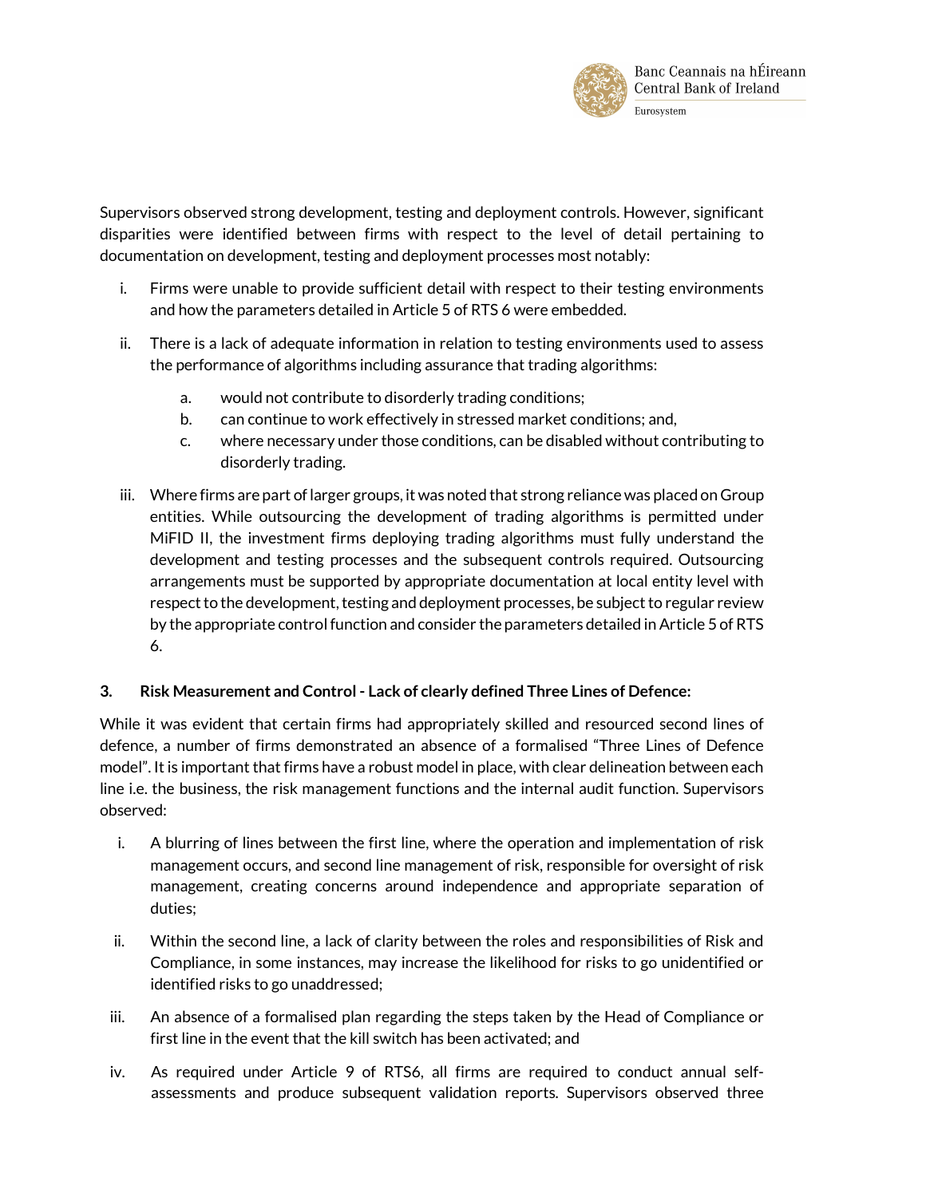Supervisors observed strong development, testing and deployment controls. However, significant disparities were identified between firms with respect to the level of detail pertaining to documentation on development, testing and deployment processes most notably:

i. Firms were unable to provide sufficient detail with respect to their testing environments and how the parameters detailed in Article 5 of RTS 6 were embedded.

ii. There is a lack of adequate information in relation to testing environments used to assess the performance of algorithms including assurance that trading algorithms:

   a. would not contribute to disorderly trading conditions;
   b. can continue to work effectively in stressed market conditions; and,
   c. where necessary under those conditions, can be disabled without contributing to disorderly trading.

iii. Where firms are part of larger groups, it was noted that strong reliance was placed on Group entities. While outsourcing the development of trading algorithms is permitted under MiFID II, the investment firms deploying trading algorithms must fully understand the development and testing processes and the subsequent controls required. Outsourcing arrangements must be supported by appropriate documentation at local entity level with respect to the development, testing and deployment processes, be subject to regular review by the appropriate control function and consider the parameters detailed in Article 5 of RTS 6.

### 3. Risk Measurement and Control - Lack of clearly defined Three Lines of Defence:

While it was evident that certain firms had appropriately skilled and resourced second lines of defence, a number of firms demonstrated an absence of a formalised "Three Lines of Defence model". It is important that firms have a robust model in place, with clear delineation between each line i.e. the business, the risk management functions and the internal audit function. Supervisors observed:

i. A blurring of lines between the first line, where the operation and implementation of risk management occurs, and second line management of risk, responsible for oversight of risk management, creating concerns around independence and appropriate separation of duties;

ii. Within the second line, a lack of clarity between the roles and responsibilities of Risk and Compliance, in some instances, may increase the likelihood for risks to go unidentified or identified risks to go unaddressed;

iii. An absence of a formalised plan regarding the steps taken by the Head of Compliance or first line in the event that the kill switch has been activated; and

iv. As required under Article 9 of RTS6, all firms are required to conduct annual self-assessments and produce subsequent validation reports. Supervisors observed three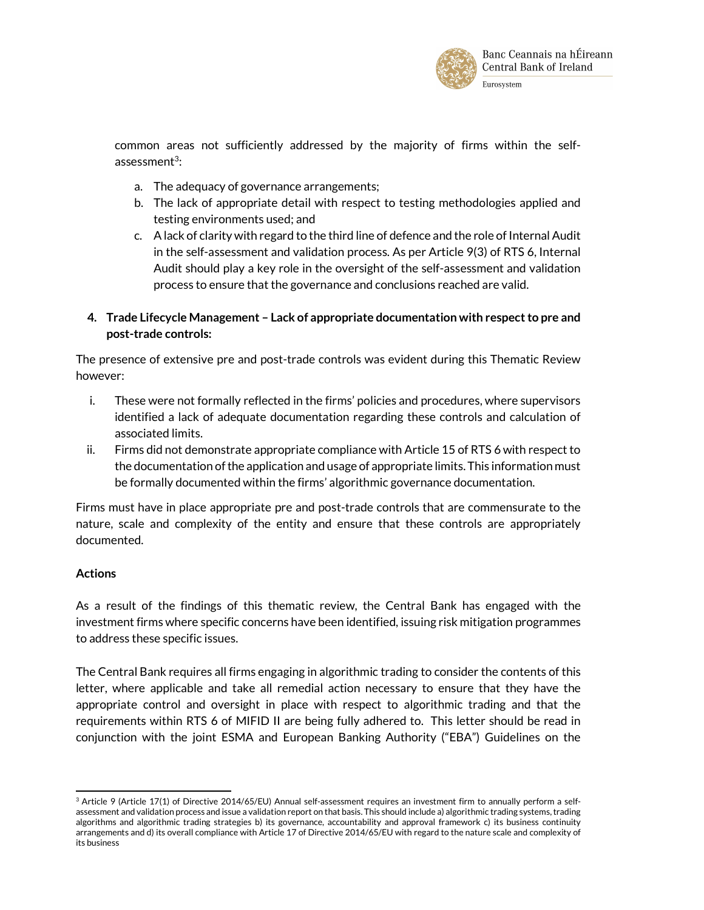common areas not sufficiently addressed by the majority of firms within the self-assessment[3]:

a. The adequacy of governance arrangements;
b. The lack of appropriate detail with respect to testing methodologies applied and testing environments used; and
c. A lack of clarity with regard to the third line of defence and the role of Internal Audit in the self-assessment and validation process. As per Article 9(3) of RTS 6, Internal Audit should play a key role in the oversight of the self-assessment and validation process to ensure that the governance and conclusions reached are valid.

4. **Trade Lifecycle Management – Lack of appropriate documentation with respect to pre and post-trade controls:**

The presence of extensive pre and post-trade controls was evident during this Thematic Review however:

i. These were not formally reflected in the firms' policies and procedures, where supervisors identified a lack of adequate documentation regarding these controls and calculation of associated limits.
ii. Firms did not demonstrate appropriate compliance with Article 15 of RTS 6 with respect to the documentation of the application and usage of appropriate limits. This information must be formally documented within the firms' algorithmic governance documentation.

Firms must have in place appropriate pre and post-trade controls that are commensurate to the nature, scale and complexity of the entity and ensure that these controls are appropriately documented.

**Actions**

As a result of the findings of this thematic review, the Central Bank has engaged with the investment firms where specific concerns have been identified, issuing risk mitigation programmes to address these specific issues.

The Central Bank requires all firms engaging in algorithmic trading to consider the contents of this letter, where applicable and take all remedial action necessary to ensure that they have the appropriate control and oversight in place with respect to algorithmic trading and that the requirements within RTS 6 of MIFID II are being fully adhered to. This letter should be read in conjunction with the joint ESMA and European Banking Authority ("EBA") Guidelines on the

[3] Article 9 (Article 17(1) of Directive 2014/65/EU) Annual self-assessment requires an investment firm to annually perform a self-assessment and validation process and issue a validation report on that basis. This should include a) algorithmic trading systems, trading algorithms and algorithmic trading strategies b) its governance, accountability and approval framework c) its business continuity arrangements and d) its overall compliance with Article 17 of Directive 2014/65/EU with regard to the nature scale and complexity of its business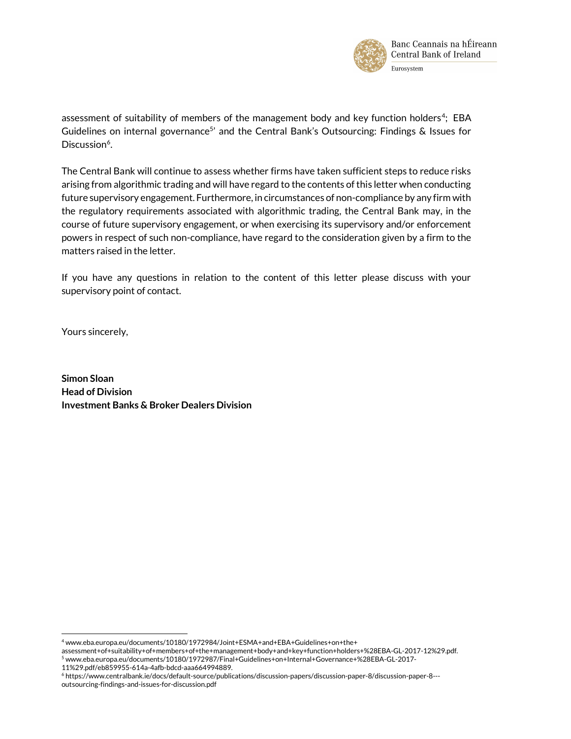assessment of suitability of members of the management body and key function holders[4]; EBA Guidelines on internal governance[5]' and the Central Bank's Outsourcing: Findings & Issues for Discussion[6].

The Central Bank will continue to assess whether firms have taken sufficient steps to reduce risks arising from algorithmic trading and will have regard to the contents of this letter when conducting future supervisory engagement. Furthermore, in circumstances of non-compliance by any firm with the regulatory requirements associated with algorithmic trading, the Central Bank may, in the course of future supervisory engagement, or when exercising its supervisory and/or enforcement powers in respect of such non-compliance, have regard to the consideration given by a firm to the matters raised in the letter.

If you have any questions in relation to the content of this letter please discuss with your supervisory point of contact.

Yours sincerely,

**Simon Sloan**
**Head of Division**
**Investment Banks & Broker Dealers Division**

---

[4] www.eba.europa.eu/documents/10180/1972984/Joint+ESMA+and+EBA+Guidelines+on+the+assessment+of+suitability+of+members+of+the+management+body+and+key+function+holders+%28EBA-GL-2017-12%29.pdf.

[5] www.eba.europa.eu/documents/10180/1972987/Final+Guidelines+on+Internal+Governance+%28EBA-GL-2017-11%29.pdf/eb859955-614a-4afb-bdcd-aaa664994889.

[6] https://www.centralbank.ie/docs/default-source/publications/discussion-papers/discussion-paper-8/discussion-paper-8---outsourcing-findings-and-issues-for-discussion.pdf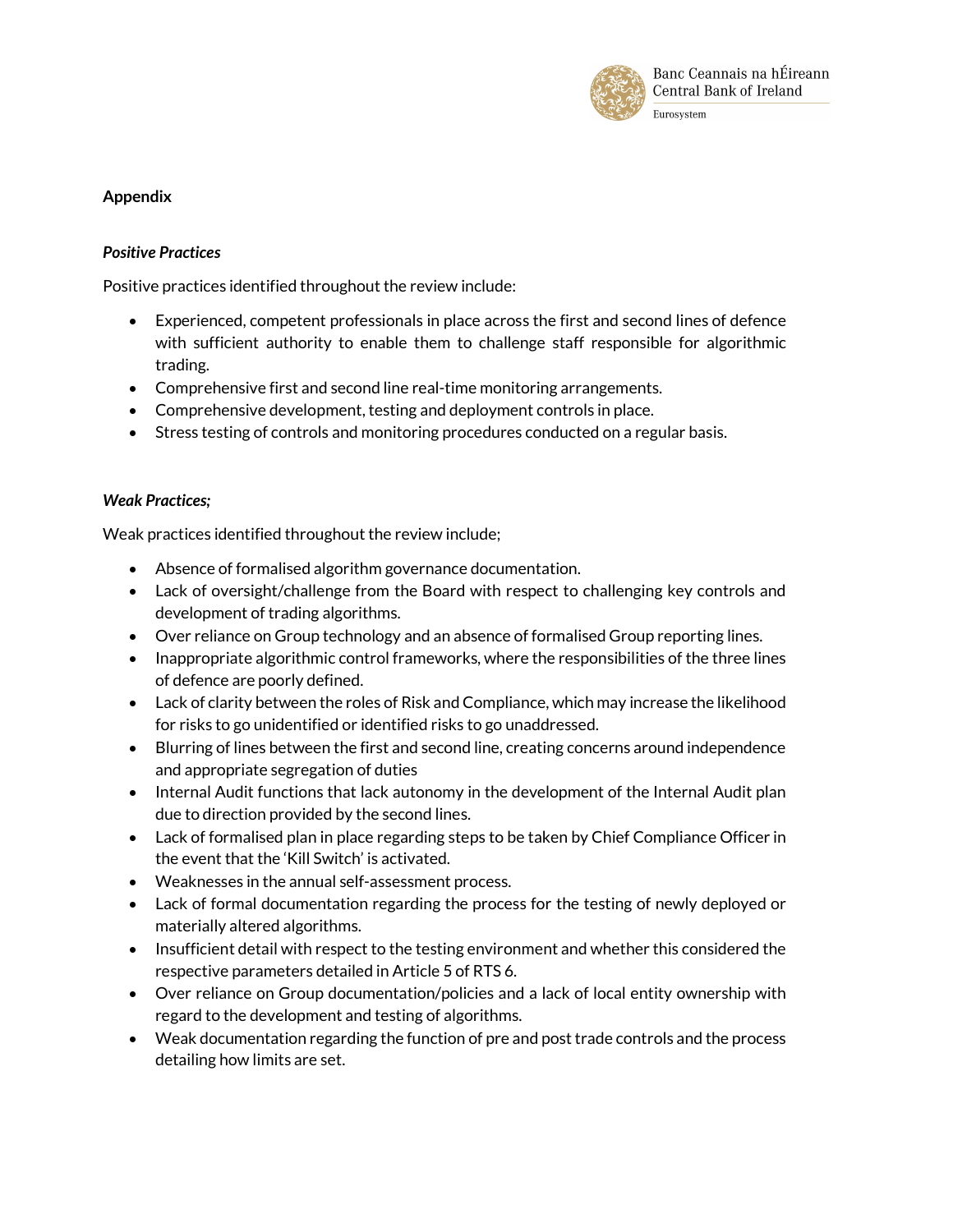**Appendix**

***Positive Practices***

Positive practices identified throughout the review include:

- Experienced, competent professionals in place across the first and second lines of defence with sufficient authority to enable them to challenge staff responsible for algorithmic trading.
- Comprehensive first and second line real-time monitoring arrangements.
- Comprehensive development, testing and deployment controls in place.
- Stress testing of controls and monitoring procedures conducted on a regular basis.

***Weak Practices;***

Weak practices identified throughout the review include;

- Absence of formalised algorithm governance documentation.
- Lack of oversight/challenge from the Board with respect to challenging key controls and development of trading algorithms.
- Over reliance on Group technology and an absence of formalised Group reporting lines.
- Inappropriate algorithmic control frameworks, where the responsibilities of the three lines of defence are poorly defined.
- Lack of clarity between the roles of Risk and Compliance, which may increase the likelihood for risks to go unidentified or identified risks to go unaddressed.
- Blurring of lines between the first and second line, creating concerns around independence and appropriate segregation of duties
- Internal Audit functions that lack autonomy in the development of the Internal Audit plan due to direction provided by the second lines.
- Lack of formalised plan in place regarding steps to be taken by Chief Compliance Officer in the event that the 'Kill Switch' is activated.
- Weaknesses in the annual self-assessment process.
- Lack of formal documentation regarding the process for the testing of newly deployed or materially altered algorithms.
- Insufficient detail with respect to the testing environment and whether this considered the respective parameters detailed in Article 5 of RTS 6.
- Over reliance on Group documentation/policies and a lack of local entity ownership with regard to the development and testing of algorithms.
- Weak documentation regarding the function of pre and post trade controls and the process detailing how limits are set.